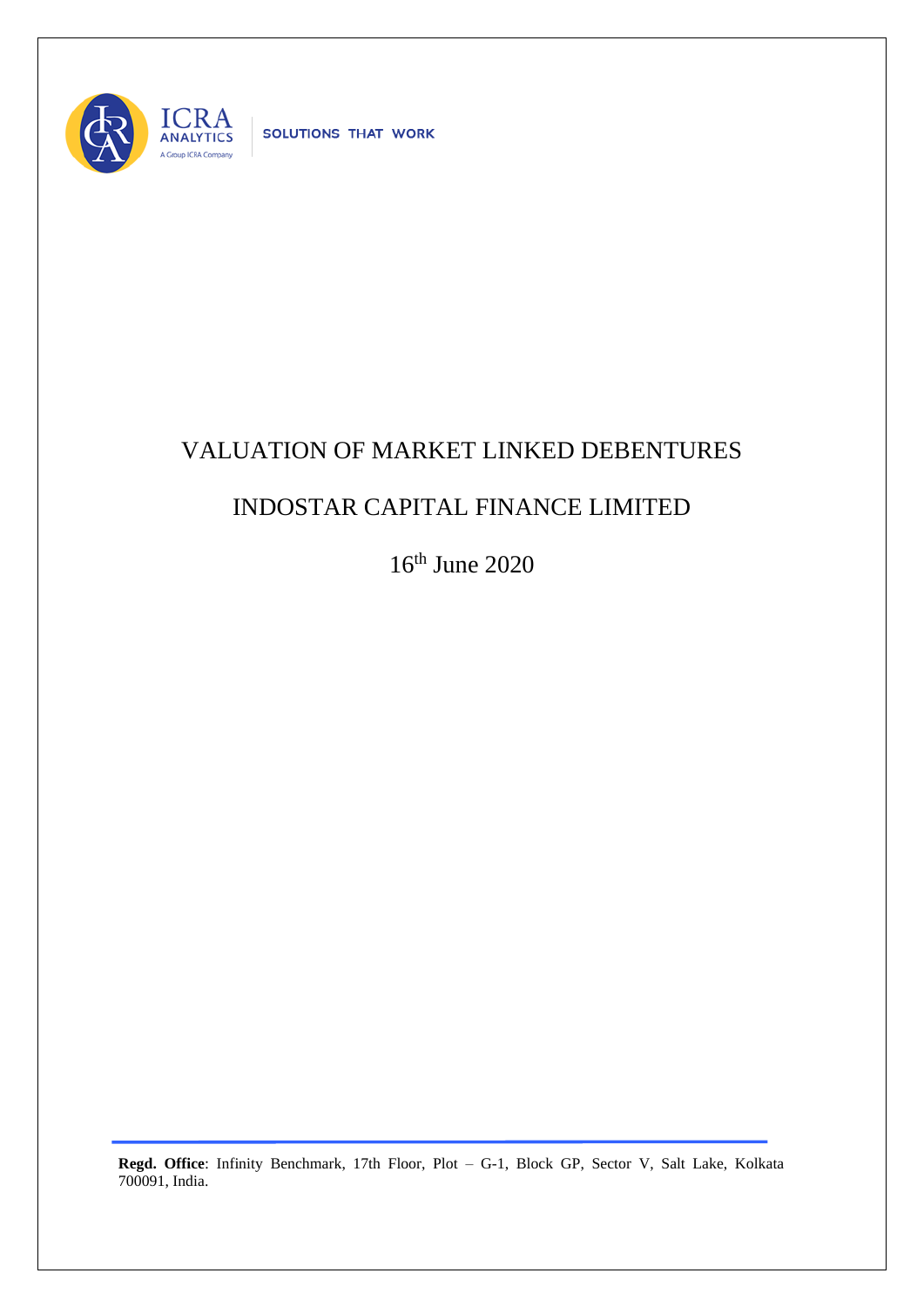# VALUATION OF MARKET LINKED DEBENTURES

## INDOSTAR CAPITAL FINANCE LIMITED

16th June 2020

**Regd. Office**: Infinity Benchmark, 17th Floor, Plot – G-1, Block GP, Sector V, Salt Lake, Kolkata 700091, India.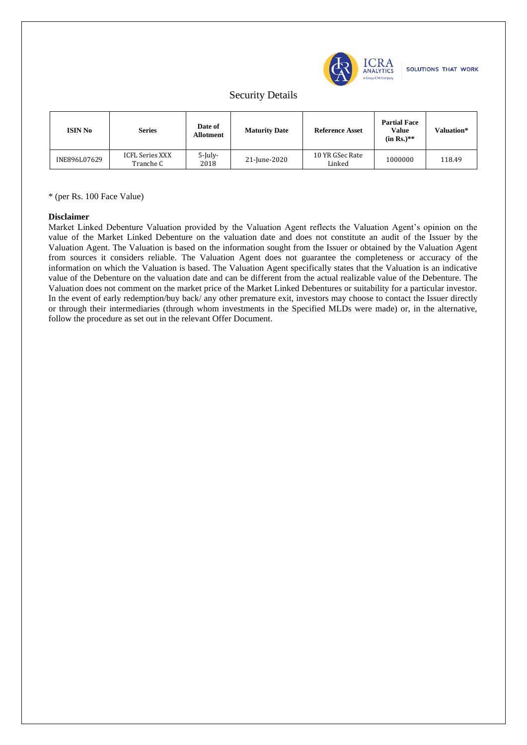## Security Details

| ISIN No | Series | Date of Allotment | Maturity Date | Reference Asset | Partial Face Value (in Rs.)** | Valuation* |
|---|---|---|---|---|---|---|
| INE896L07629 | ICFL Series XXX Tranche C | 5-July-2018 | 21-June-2020 | 10 YR GSec Rate Linked | 1000000 | 118.49 |

* (per Rs. 100 Face Value)

**Disclaimer**

Market Linked Debenture Valuation provided by the Valuation Agent reflects the Valuation Agent's opinion on the value of the Market Linked Debenture on the valuation date and does not constitute an audit of the Issuer by the Valuation Agent. The Valuation is based on the information sought from the Issuer or obtained by the Valuation Agent from sources it considers reliable. The Valuation Agent does not guarantee the completeness or accuracy of the information on which the Valuation is based. The Valuation Agent specifically states that the Valuation is an indicative value of the Debenture on the valuation date and can be different from the actual realizable value of the Debenture. The Valuation does not comment on the market price of the Market Linked Debentures or suitability for a particular investor. In the event of early redemption/buy back/ any other premature exit, investors may choose to contact the Issuer directly or through their intermediaries (through whom investments in the Specified MLDs were made) or, in the alternative, follow the procedure as set out in the relevant Offer Document.